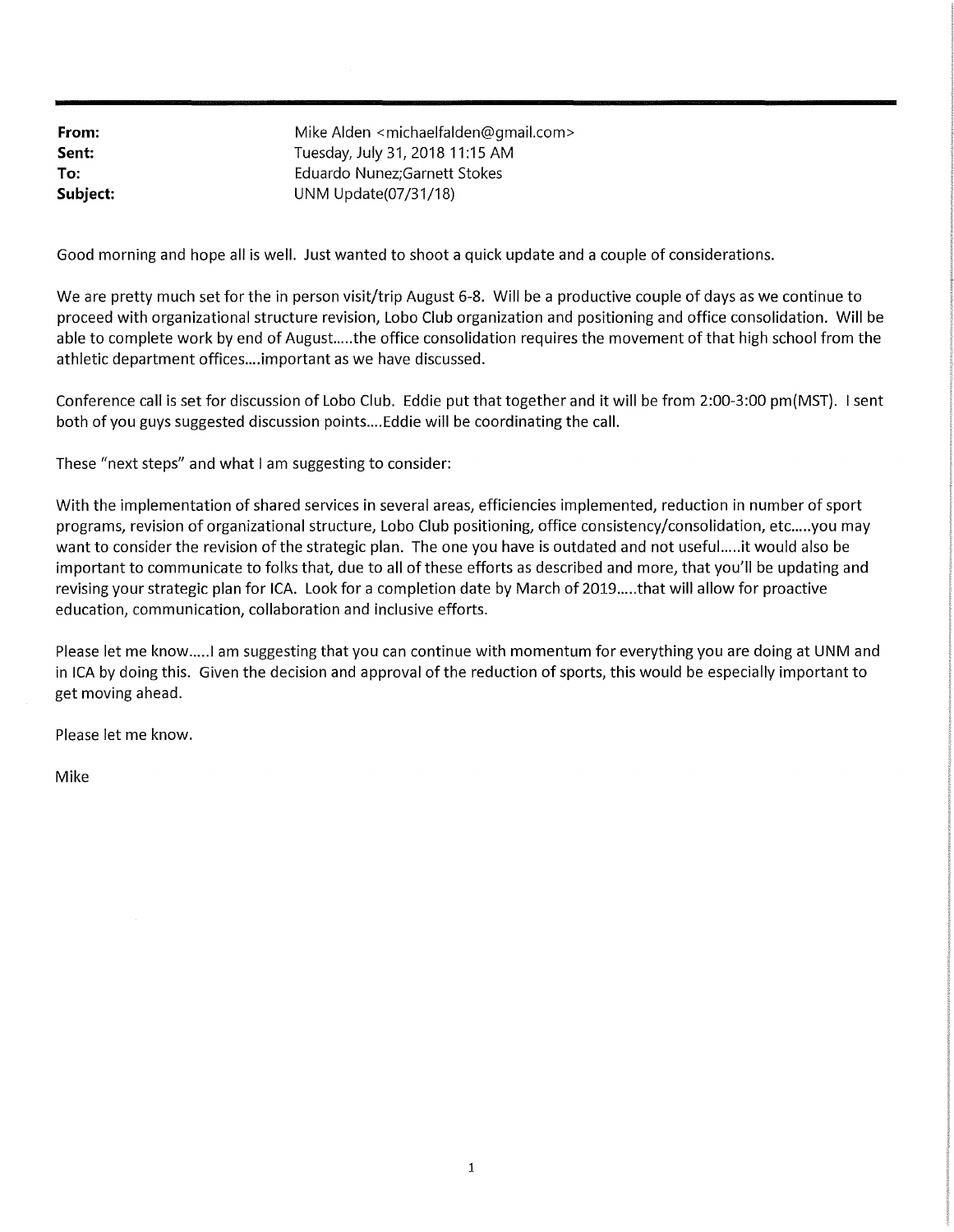**From:** Mike Alden <michaelfalden@gmail.com>
**Sent:** Tuesday, July 31, 2018 11:15 AM
**To:** Eduardo Nunez;Garnett Stokes
**Subject:** UNM Update(07/31/18)

Good morning and hope all is well. Just wanted to shoot a quick update and a couple of considerations.

We are pretty much set for the in person visit/trip August 6-8. Will be a productive couple of days as we continue to proceed with organizational structure revision, Lobo Club organization and positioning and office consolidation. Will be able to complete work by end of August.....the office consolidation requires the movement of that high school from the athletic department offices....important as we have discussed.

Conference call is set for discussion of Lobo Club. Eddie put that together and it will be from 2:00-3:00 pm(MST). I sent both of you guys suggested discussion points....Eddie will be coordinating the call.

These "next steps" and what I am suggesting to consider:

With the implementation of shared services in several areas, efficiencies implemented, reduction in number of sport programs, revision of organizational structure, Lobo Club positioning, office consistency/consolidation, etc.....you may want to consider the revision of the strategic plan. The one you have is outdated and not useful.....it would also be important to communicate to folks that, due to all of these efforts as described and more, that you'll be updating and revising your strategic plan for ICA. Look for a completion date by March of 2019.....that will allow for proactive education, communication, collaboration and inclusive efforts.

Please let me know.....I am suggesting that you can continue with momentum for everything you are doing at UNM and in ICA by doing this. Given the decision and approval of the reduction of sports, this would be especially important to get moving ahead.

Please let me know.

Mike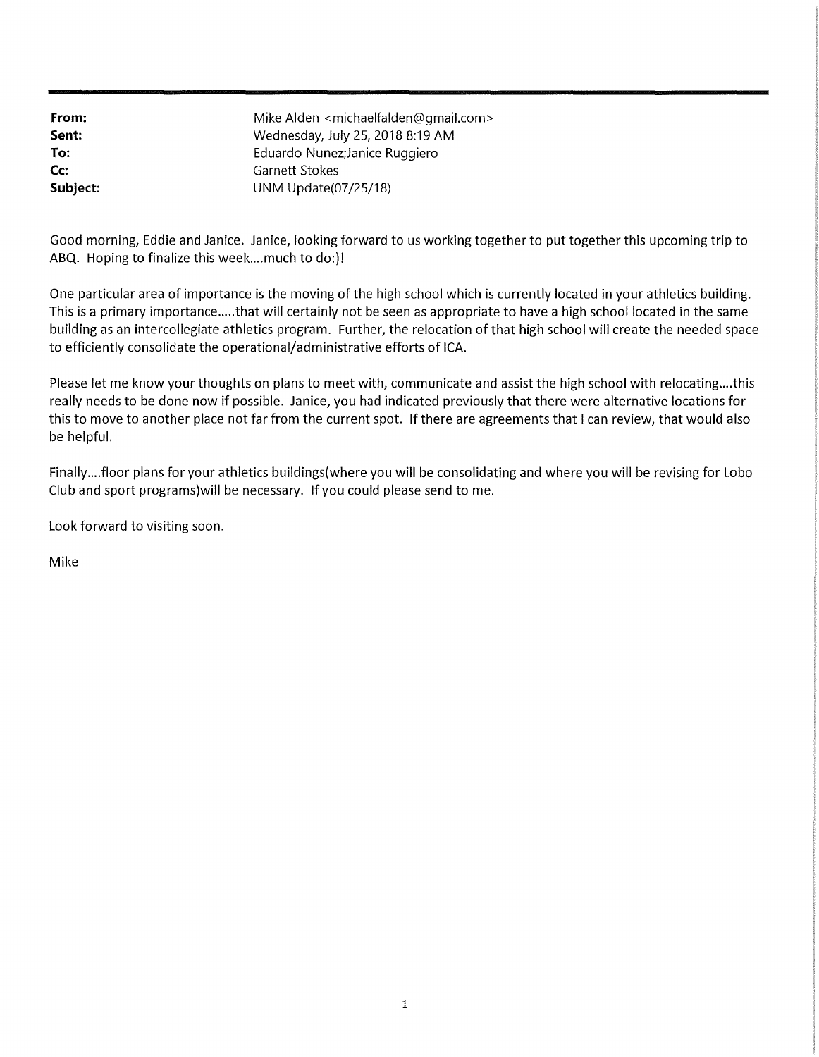**From:** Mike Alden <michaelfalden@gmail.com>
**Sent:** Wednesday, July 25, 2018 8:19 AM
**To:** Eduardo Nunez;Janice Ruggiero
**Cc:** Garnett Stokes
**Subject:** UNM Update(07/25/18)

Good morning, Eddie and Janice. Janice, looking forward to us working together to put together this upcoming trip to ABQ. Hoping to finalize this week....much to do:)!

One particular area of importance is the moving of the high school which is currently located in your athletics building. This is a primary importance.....that will certainly not be seen as appropriate to have a high school located in the same building as an intercollegiate athletics program. Further, the relocation of that high school will create the needed space to efficiently consolidate the operational/administrative efforts of ICA.

Please let me know your thoughts on plans to meet with, communicate and assist the high school with relocating....this really needs to be done now if possible. Janice, you had indicated previously that there were alternative locations for this to move to another place not far from the current spot. If there are agreements that I can review, that would also be helpful.

Finally....floor plans for your athletics buildings(where you will be consolidating and where you will be revising for Lobo Club and sport programs)will be necessary. If you could please send to me.

Look forward to visiting soon.

Mike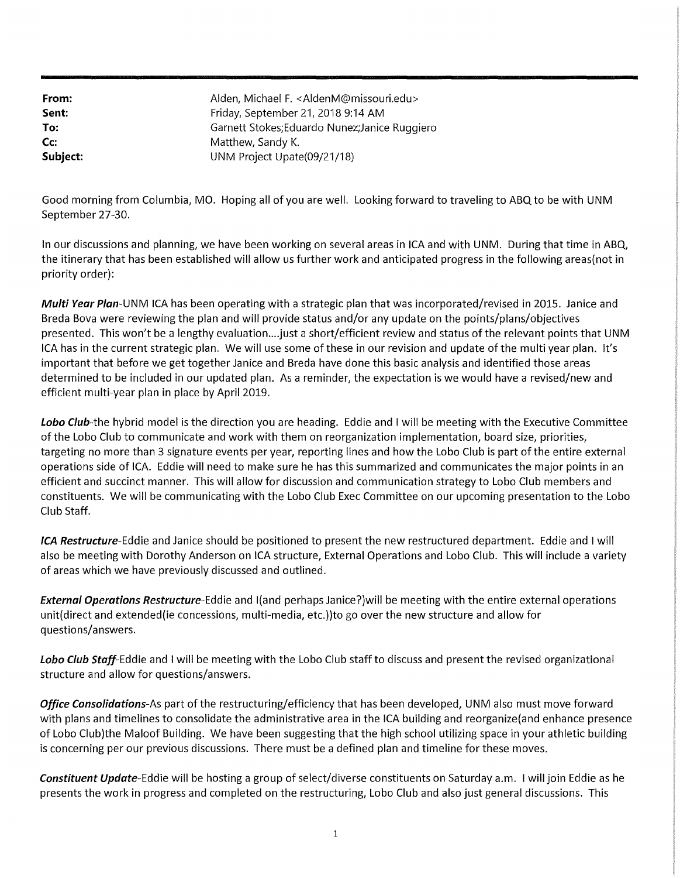**From:** Alden, Michael F. <AldenM@missouri.edu>
**Sent:** Friday, September 21, 2018 9:14 AM
**To:** Garnett Stokes;Eduardo Nunez;Janice Ruggiero
**Cc:** Matthew, Sandy K.
**Subject:** UNM Project Upate(09/21/18)

Good morning from Columbia, MO. Hoping all of you are well. Looking forward to traveling to ABQ to be with UNM September 27-30.

In our discussions and planning, we have been working on several areas in ICA and with UNM. During that time in ABQ, the itinerary that has been established will allow us further work and anticipated progress in the following areas(not in priority order):

***Multi Year Plan***-UNM ICA has been operating with a strategic plan that was incorporated/revised in 2015. Janice and Breda Bova were reviewing the plan and will provide status and/or any update on the points/plans/objectives presented. This won't be a lengthy evaluation....just a short/efficient review and status of the relevant points that UNM ICA has in the current strategic plan. We will use some of these in our revision and update of the multi year plan. It's important that before we get together Janice and Breda have done this basic analysis and identified those areas determined to be included in our updated plan. As a reminder, the expectation is we would have a revised/new and efficient multi-year plan in place by April 2019.

***Lobo Club***-the hybrid model is the direction you are heading. Eddie and I will be meeting with the Executive Committee of the Lobo Club to communicate and work with them on reorganization implementation, board size, priorities, targeting no more than 3 signature events per year, reporting lines and how the Lobo Club is part of the entire external operations side of ICA. Eddie will need to make sure he has this summarized and communicates the major points in an efficient and succinct manner. This will allow for discussion and communication strategy to Lobo Club members and constituents. We will be communicating with the Lobo Club Exec Committee on our upcoming presentation to the Lobo Club Staff.

***ICA Restructure***-Eddie and Janice should be positioned to present the new restructured department. Eddie and I will also be meeting with Dorothy Anderson on ICA structure, External Operations and Lobo Club. This will include a variety of areas which we have previously discussed and outlined.

***External Operations Restructure***-Eddie and I(and perhaps Janice?)will be meeting with the entire external operations unit(direct and extended(ie concessions, multi-media, etc.))to go over the new structure and allow for questions/answers.

***Lobo Club Staff***-Eddie and I will be meeting with the Lobo Club staff to discuss and present the revised organizational structure and allow for questions/answers.

***Office Consolidations***-As part of the restructuring/efficiency that has been developed, UNM also must move forward with plans and timelines to consolidate the administrative area in the ICA building and reorganize(and enhance presence of Lobo Club)the Maloof Building. We have been suggesting that the high school utilizing space in your athletic building is concerning per our previous discussions. There must be a defined plan and timeline for these moves.

***Constituent Update***-Eddie will be hosting a group of select/diverse constituents on Saturday a.m. I will join Eddie as he presents the work in progress and completed on the restructuring, Lobo Club and also just general discussions. This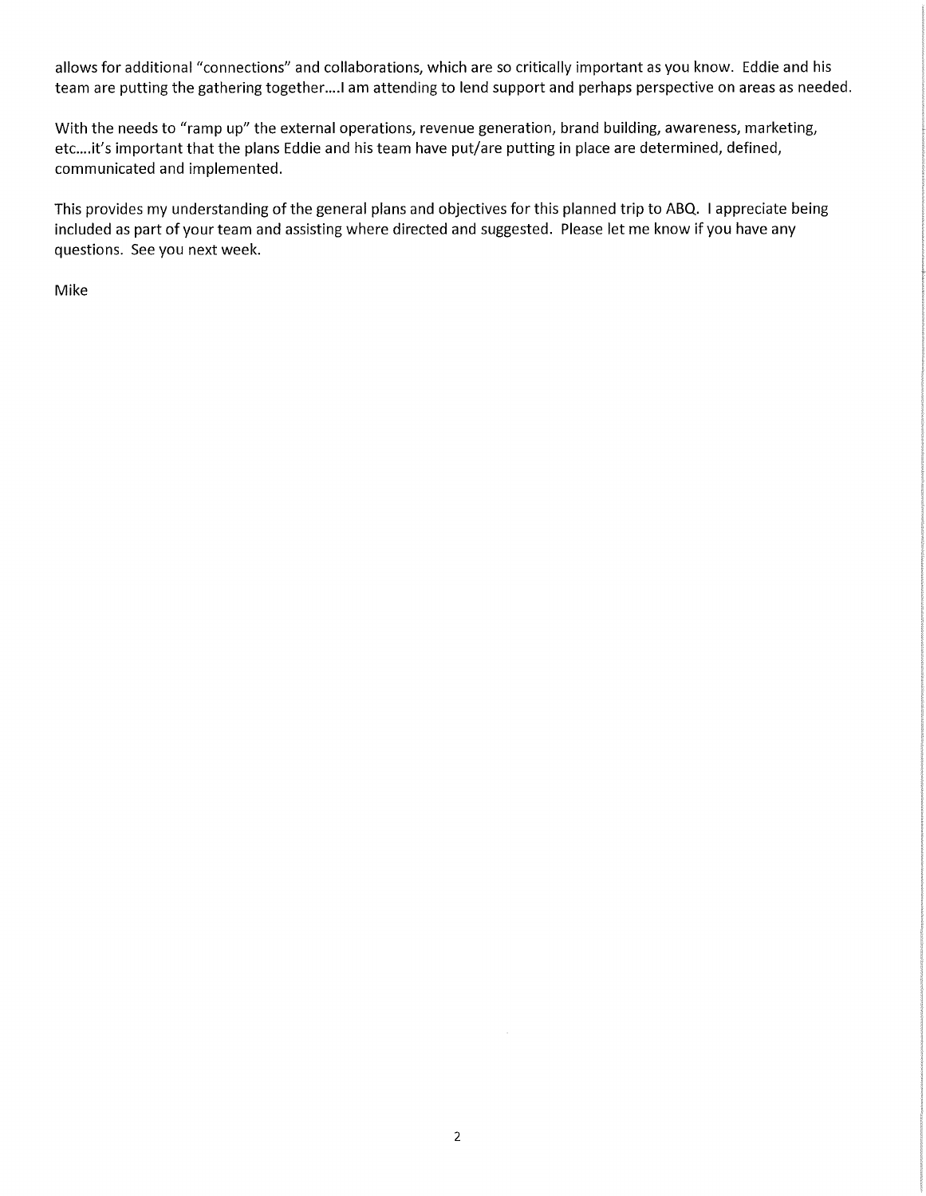allows for additional "connections" and collaborations, which are so critically important as you know. Eddie and his team are putting the gathering together....I am attending to lend support and perhaps perspective on areas as needed.

With the needs to "ramp up" the external operations, revenue generation, brand building, awareness, marketing, etc....it's important that the plans Eddie and his team have put/are putting in place are determined, defined, communicated and implemented.

This provides my understanding of the general plans and objectives for this planned trip to ABQ. I appreciate being included as part of your team and assisting where directed and suggested. Please let me know if you have any questions. See you next week.

Mike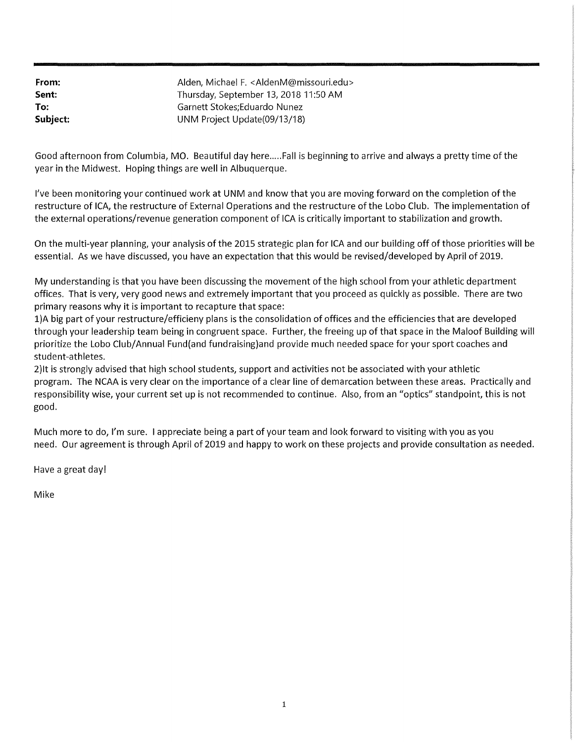**From:** Alden, Michael F. <AldenM@missouri.edu>
**Sent:** Thursday, September 13, 2018 11:50 AM
**To:** Garnett Stokes;Eduardo Nunez
**Subject:** UNM Project Update(09/13/18)

Good afternoon from Columbia, MO. Beautiful day here.....Fall is beginning to arrive and always a pretty time of the year in the Midwest. Hoping things are well in Albuquerque.

I've been monitoring your continued work at UNM and know that you are moving forward on the completion of the restructure of ICA, the restructure of External Operations and the restructure of the Lobo Club. The implementation of the external operations/revenue generation component of ICA is critically important to stabilization and growth.

On the multi-year planning, your analysis of the 2015 strategic plan for ICA and our building off of those priorities will be essential. As we have discussed, you have an expectation that this would be revised/developed by April of 2019.

My understanding is that you have been discussing the movement of the high school from your athletic department offices. That is very, very good news and extremely important that you proceed as quickly as possible. There are two primary reasons why it is important to recapture that space:
1)A big part of your restructure/efficieny plans is the consolidation of offices and the efficiencies that are developed through your leadership team being in congruent space. Further, the freeing up of that space in the Maloof Building will prioritize the Lobo Club/Annual Fund(and fundraising)and provide much needed space for your sport coaches and student-athletes.
2)It is strongly advised that high school students, support and activities not be associated with your athletic program. The NCAA is very clear on the importance of a clear line of demarcation between these areas. Practically and responsibility wise, your current set up is not recommended to continue. Also, from an "optics" standpoint, this is not good.

Much more to do, I'm sure. I appreciate being a part of your team and look forward to visiting with you as you need. Our agreement is through April of 2019 and happy to work on these projects and provide consultation as needed.

Have a great day!

Mike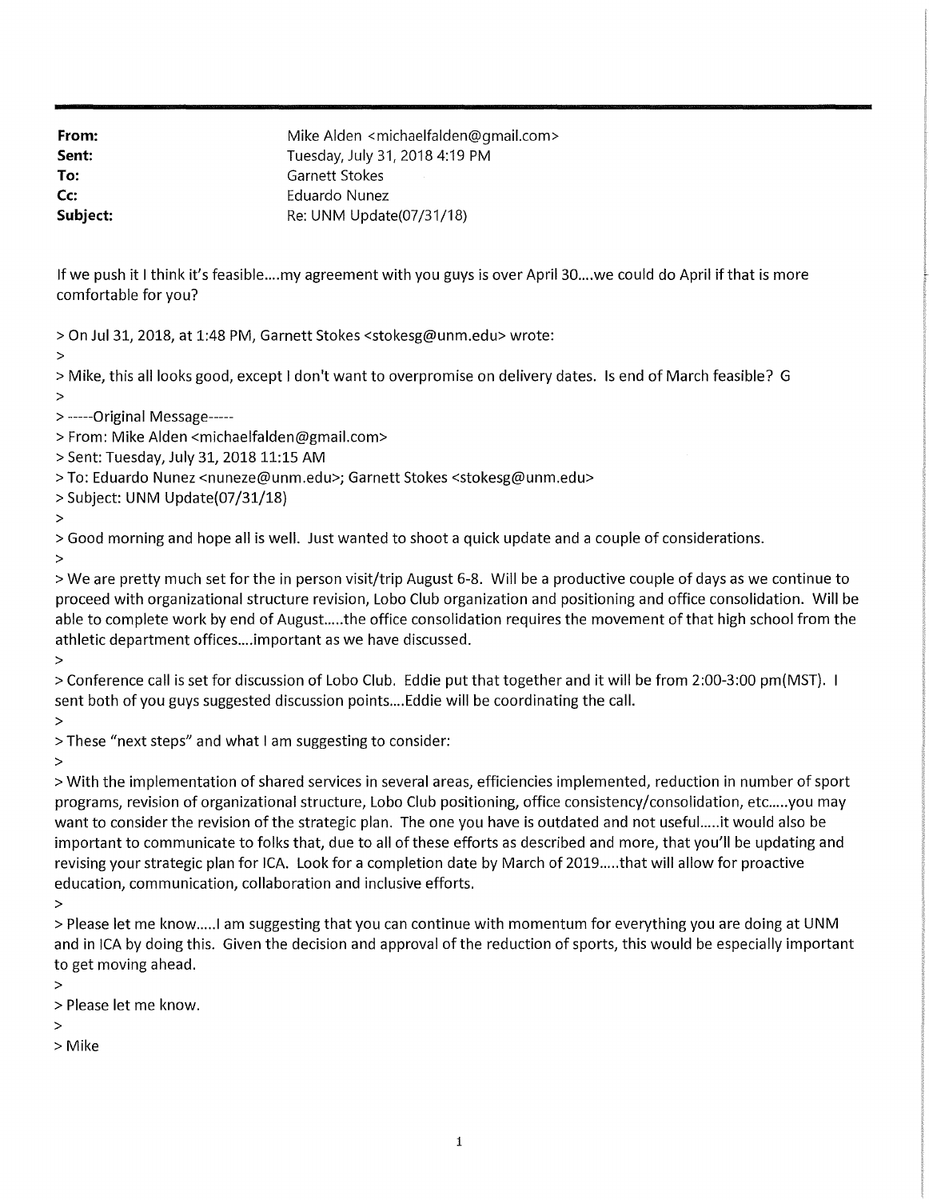| | |
|---|---|
| **From:** | Mike Alden <michaelfalden@gmail.com> |
| **Sent:** | Tuesday, July 31, 2018 4:19 PM |
| **To:** | Garnett Stokes |
| **Cc:** | Eduardo Nunez |
| **Subject:** | Re: UNM Update(07/31/18) |

If we push it I think it's feasible....my agreement with you guys is over April 30....we could do April if that is more comfortable for you?

> On Jul 31, 2018, at 1:48 PM, Garnett Stokes <stokesg@unm.edu> wrote:
>
> Mike, this all looks good, except I don't want to overpromise on delivery dates. Is end of March feasible? G
>
> -----Original Message-----
> From: Mike Alden <michaelfalden@gmail.com>
> Sent: Tuesday, July 31, 2018 11:15 AM
> To: Eduardo Nunez <nuneze@unm.edu>; Garnett Stokes <stokesg@unm.edu>
> Subject: UNM Update(07/31/18)
>
> Good morning and hope all is well. Just wanted to shoot a quick update and a couple of considerations.
>
> We are pretty much set for the in person visit/trip August 6-8. Will be a productive couple of days as we continue to proceed with organizational structure revision, Lobo Club organization and positioning and office consolidation. Will be able to complete work by end of August.....the office consolidation requires the movement of that high school from the athletic department offices....important as we have discussed.
>
> Conference call is set for discussion of Lobo Club. Eddie put that together and it will be from 2:00-3:00 pm(MST). I sent both of you guys suggested discussion points....Eddie will be coordinating the call.
>
> These "next steps" and what I am suggesting to consider:
>
> With the implementation of shared services in several areas, efficiencies implemented, reduction in number of sport programs, revision of organizational structure, Lobo Club positioning, office consistency/consolidation, etc.....you may want to consider the revision of the strategic plan. The one you have is outdated and not useful.....it would also be important to communicate to folks that, due to all of these efforts as described and more, that you'll be updating and revising your strategic plan for ICA. Look for a completion date by March of 2019.....that will allow for proactive education, communication, collaboration and inclusive efforts.
>
> Please let me know.....I am suggesting that you can continue with momentum for everything you are doing at UNM and in ICA by doing this. Given the decision and approval of the reduction of sports, this would be especially important to get moving ahead.
>
> Please let me know.
>
> Mike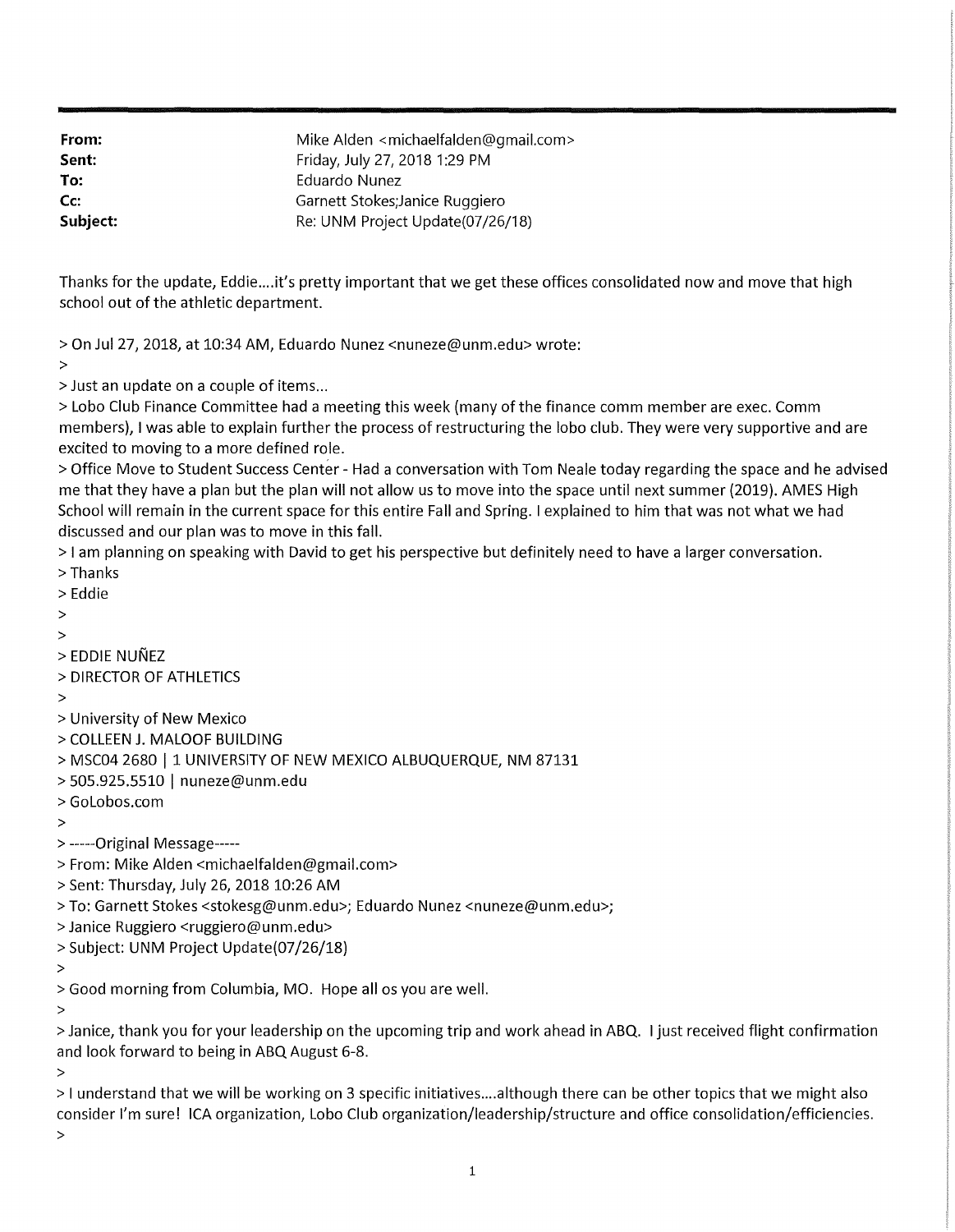| | |
|---|---|
| **From:** | Mike Alden <michaelfalden@gmail.com> |
| **Sent:** | Friday, July 27, 2018 1:29 PM |
| **To:** | Eduardo Nunez |
| **Cc:** | Garnett Stokes;Janice Ruggiero |
| **Subject:** | Re: UNM Project Update(07/26/18) |

Thanks for the update, Eddie....it's pretty important that we get these offices consolidated now and move that high school out of the athletic department.

> On Jul 27, 2018, at 10:34 AM, Eduardo Nunez <nuneze@unm.edu> wrote:
>
> Just an update on a couple of items...
> Lobo Club Finance Committee had a meeting this week (many of the finance comm member are exec. Comm members), I was able to explain further the process of restructuring the lobo club. They were very supportive and are excited to moving to a more defined role.
> Office Move to Student Success Center - Had a conversation with Tom Neale today regarding the space and he advised me that they have a plan but the plan will not allow us to move into the space until next summer (2019). AMES High School will remain in the current space for this entire Fall and Spring. I explained to him that was not what we had discussed and our plan was to move in this fall.
> I am planning on speaking with David to get his perspective but definitely need to have a larger conversation.
> Thanks
> Eddie
>
>
> EDDIE NUÑEZ
> DIRECTOR OF ATHLETICS
>
> University of New Mexico
> COLLEEN J. MALOOF BUILDING
> MSC04 2680 | 1 UNIVERSITY OF NEW MEXICO ALBUQUERQUE, NM 87131
> 505.925.5510 | nuneze@unm.edu
> GoLobos.com
>
> -----Original Message-----
> From: Mike Alden <michaelfalden@gmail.com>
> Sent: Thursday, July 26, 2018 10:26 AM
> To: Garnett Stokes <stokesg@unm.edu>; Eduardo Nunez <nuneze@unm.edu>;
> Janice Ruggiero <ruggiero@unm.edu>
> Subject: UNM Project Update(07/26/18)
>
> Good morning from Columbia, MO. Hope all os you are well.
>
> Janice, thank you for your leadership on the upcoming trip and work ahead in ABQ. I just received flight confirmation and look forward to being in ABQ August 6-8.
>
> I understand that we will be working on 3 specific initiatives....although there can be other topics that we might also consider I'm sure! ICA organization, Lobo Club organization/leadership/structure and office consolidation/efficiencies.
>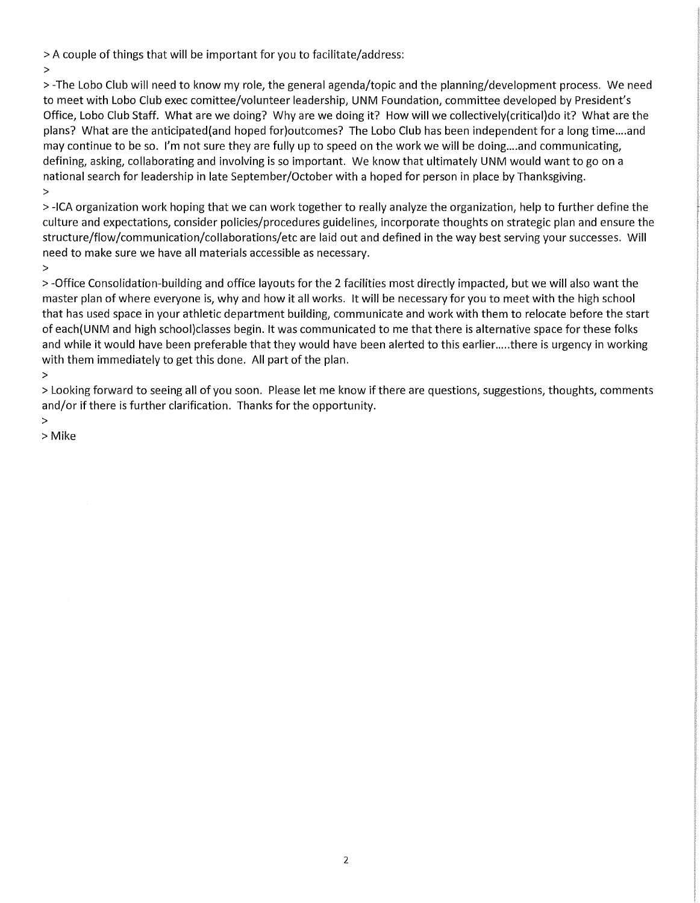> A couple of things that will be important for you to facilitate/address:
>
> -The Lobo Club will need to know my role, the general agenda/topic and the planning/development process. We need to meet with Lobo Club exec comittee/volunteer leadership, UNM Foundation, committee developed by President's Office, Lobo Club Staff. What are we doing? Why are we doing it? How will we collectively(critical)do it? What are the plans? What are the anticipated(and hoped for)outcomes? The Lobo Club has been independent for a long time....and may continue to be so. I'm not sure they are fully up to speed on the work we will be doing....and communicating, defining, asking, collaborating and involving is so important. We know that ultimately UNM would want to go on a national search for leadership in late September/October with a hoped for person in place by Thanksgiving.
>
> -ICA organization work hoping that we can work together to really analyze the organization, help to further define the culture and expectations, consider policies/procedures guidelines, incorporate thoughts on strategic plan and ensure the structure/flow/communication/collaborations/etc are laid out and defined in the way best serving your successes. Will need to make sure we have all materials accessible as necessary.
>
> -Office Consolidation-building and office layouts for the 2 facilities most directly impacted, but we will also want the master plan of where everyone is, why and how it all works. It will be necessary for you to meet with the high school that has used space in your athletic department building, communicate and work with them to relocate before the start of each(UNM and high school)classes begin. It was communicated to me that there is alternative space for these folks and while it would have been preferable that they would have been alerted to this earlier.....there is urgency in working with them immediately to get this done. All part of the plan.
>
> Looking forward to seeing all of you soon. Please let me know if there are questions, suggestions, thoughts, comments and/or if there is further clarification. Thanks for the opportunity.
>
> Mike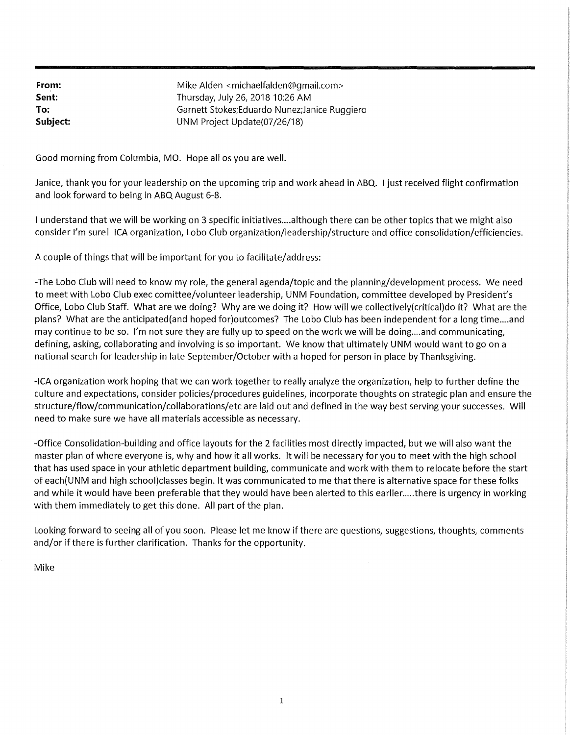**From:** Mike Alden <michaelfalden@gmail.com>
**Sent:** Thursday, July 26, 2018 10:26 AM
**To:** Garnett Stokes;Eduardo Nunez;Janice Ruggiero
**Subject:** UNM Project Update(07/26/18)

Good morning from Columbia, MO. Hope all os you are well.

Janice, thank you for your leadership on the upcoming trip and work ahead in ABQ. I just received flight confirmation and look forward to being in ABQ August 6-8.

I understand that we will be working on 3 specific initiatives....although there can be other topics that we might also consider I'm sure! ICA organization, Lobo Club organization/leadership/structure and office consolidation/efficiencies.

A couple of things that will be important for you to facilitate/address:

-The Lobo Club will need to know my role, the general agenda/topic and the planning/development process. We need to meet with Lobo Club exec comittee/volunteer leadership, UNM Foundation, committee developed by President's Office, Lobo Club Staff. What are we doing? Why are we doing it? How will we collectively(critical)do it? What are the plans? What are the anticipated(and hoped for)outcomes? The Lobo Club has been independent for a long time....and may continue to be so. I'm not sure they are fully up to speed on the work we will be doing....and communicating, defining, asking, collaborating and involving is so important. We know that ultimately UNM would want to go on a national search for leadership in late September/October with a hoped for person in place by Thanksgiving.

-ICA organization work hoping that we can work together to really analyze the organization, help to further define the culture and expectations, consider policies/procedures guidelines, incorporate thoughts on strategic plan and ensure the structure/flow/communication/collaborations/etc are laid out and defined in the way best serving your successes. Will need to make sure we have all materials accessible as necessary.

-Office Consolidation-building and office layouts for the 2 facilities most directly impacted, but we will also want the master plan of where everyone is, why and how it all works. It will be necessary for you to meet with the high school that has used space in your athletic department building, communicate and work with them to relocate before the start of each(UNM and high school)classes begin. It was communicated to me that there is alternative space for these folks and while it would have been preferable that they would have been alerted to this earlier.....there is urgency in working with them immediately to get this done. All part of the plan.

Looking forward to seeing all of you soon. Please let me know if there are questions, suggestions, thoughts, comments and/or if there is further clarification. Thanks for the opportunity.

Mike